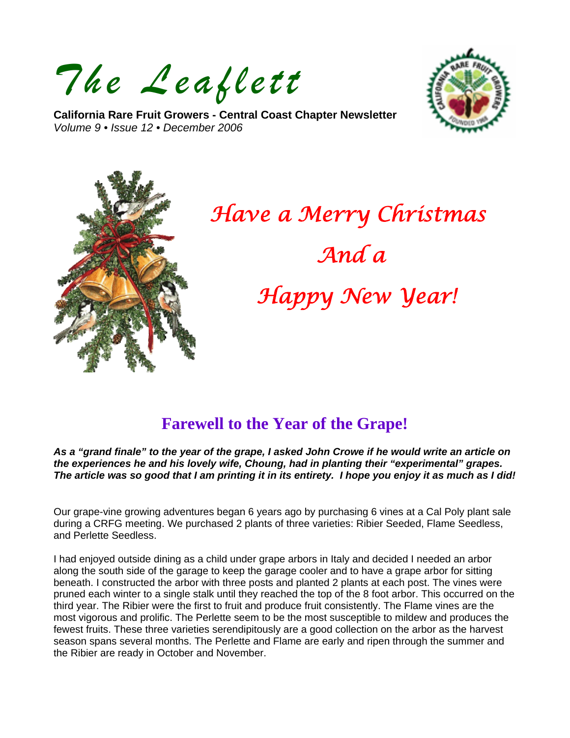# The Leaflett

**California Rare Fruit Growers - Central Coast Chapter Newsletter**
*Volume 9 • Issue 12 • December 2006*

*Have a Merry Christmas*

*And a*

*Happy New Year!*

## Farewell to the Year of the Grape!

***As a "grand finale" to the year of the grape, I asked John Crowe if he would write an article on the experiences he and his lovely wife, Choung, had in planting their "experimental" grapes. The article was so good that I am printing it in its entirety. I hope you enjoy it as much as I did!***

Our grape-vine growing adventures began 6 years ago by purchasing 6 vines at a Cal Poly plant sale during a CRFG meeting. We purchased 2 plants of three varieties: Ribier Seeded, Flame Seedless, and Perlette Seedless.

I had enjoyed outside dining as a child under grape arbors in Italy and decided I needed an arbor along the south side of the garage to keep the garage cooler and to have a grape arbor for sitting beneath. I constructed the arbor with three posts and planted 2 plants at each post. The vines were pruned each winter to a single stalk until they reached the top of the 8 foot arbor. This occurred on the third year. The Ribier were the first to fruit and produce fruit consistently. The Flame vines are the most vigorous and prolific. The Perlette seem to be the most susceptible to mildew and produces the fewest fruits. These three varieties serendipitously are a good collection on the arbor as the harvest season spans several months. The Perlette and Flame are early and ripen through the summer and the Ribier are ready in October and November.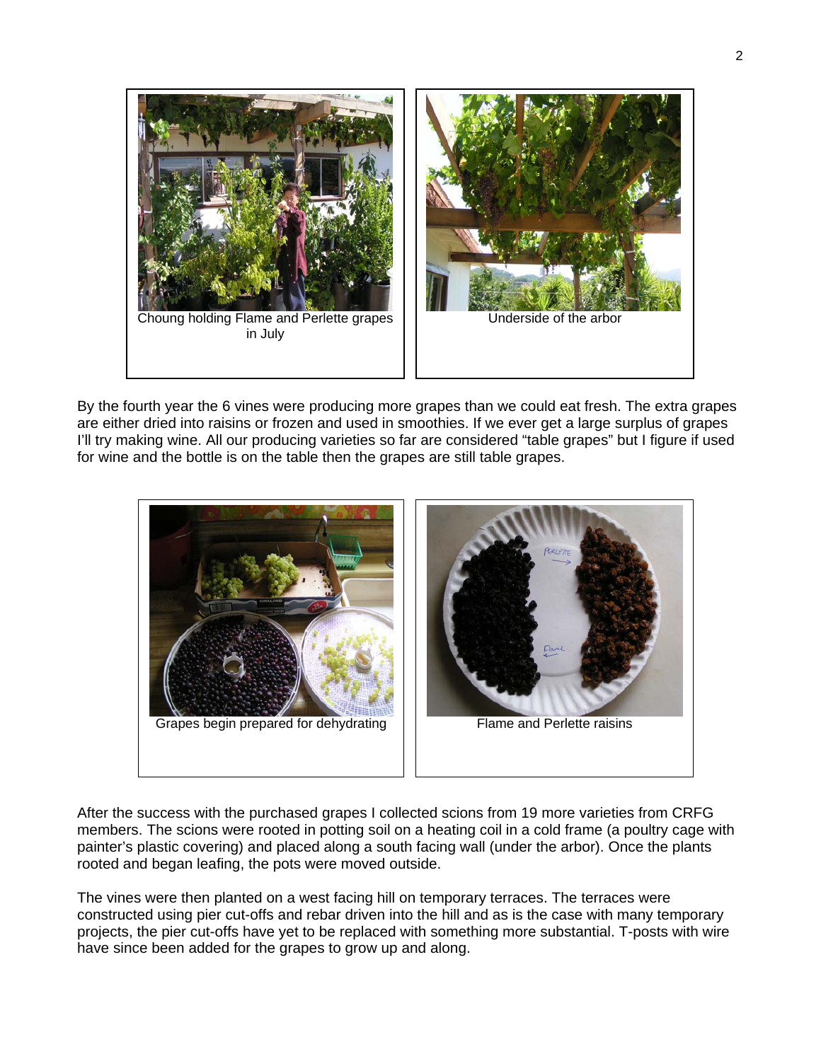Choung holding Flame and Perlette grapes in July

Underside of the arbor

By the fourth year the 6 vines were producing more grapes than we could eat fresh. The extra grapes are either dried into raisins or frozen and used in smoothies. If we ever get a large surplus of grapes I'll try making wine. All our producing varieties so far are considered "table grapes" but I figure if used for wine and the bottle is on the table then the grapes are still table grapes.

Grapes begin prepared for dehydrating

Flame and Perlette raisins

After the success with the purchased grapes I collected scions from 19 more varieties from CRFG members. The scions were rooted in potting soil on a heating coil in a cold frame (a poultry cage with painter's plastic covering) and placed along a south facing wall (under the arbor). Once the plants rooted and began leafing, the pots were moved outside.

The vines were then planted on a west facing hill on temporary terraces. The terraces were constructed using pier cut-offs and rebar driven into the hill and as is the case with many temporary projects, the pier cut-offs have yet to be replaced with something more substantial. T-posts with wire have since been added for the grapes to grow up and along.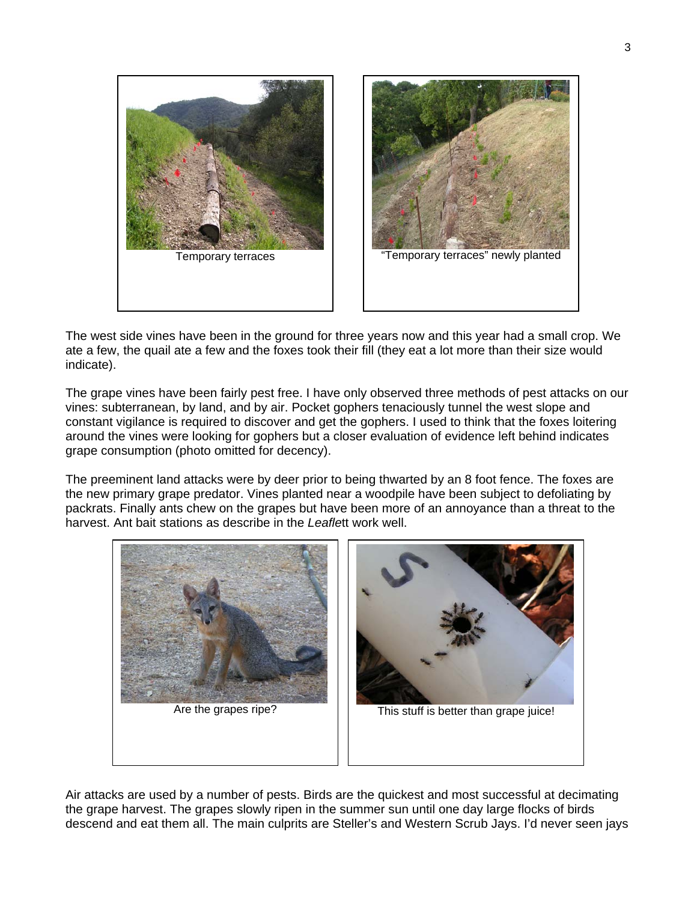Temporary terraces

"Temporary terraces" newly planted

The west side vines have been in the ground for three years now and this year had a small crop. We ate a few, the quail ate a few and the foxes took their fill (they eat a lot more than their size would indicate).

The grape vines have been fairly pest free. I have only observed three methods of pest attacks on our vines: subterranean, by land, and by air. Pocket gophers tenaciously tunnel the west slope and constant vigilance is required to discover and get the gophers. I used to think that the foxes loitering around the vines were looking for gophers but a closer evaluation of evidence left behind indicates grape consumption (photo omitted for decency).

The preeminent land attacks were by deer prior to being thwarted by an 8 foot fence. The foxes are the new primary grape predator. Vines planted near a woodpile have been subject to defoliating by packrats. Finally ants chew on the grapes but have been more of an annoyance than a threat to the harvest. Ant bait stations as describe in the *Leafle*tt work well.

Are the grapes ripe?

This stuff is better than grape juice!

Air attacks are used by a number of pests. Birds are the quickest and most successful at decimating the grape harvest. The grapes slowly ripen in the summer sun until one day large flocks of birds descend and eat them all. The main culprits are Steller's and Western Scrub Jays. I'd never seen jays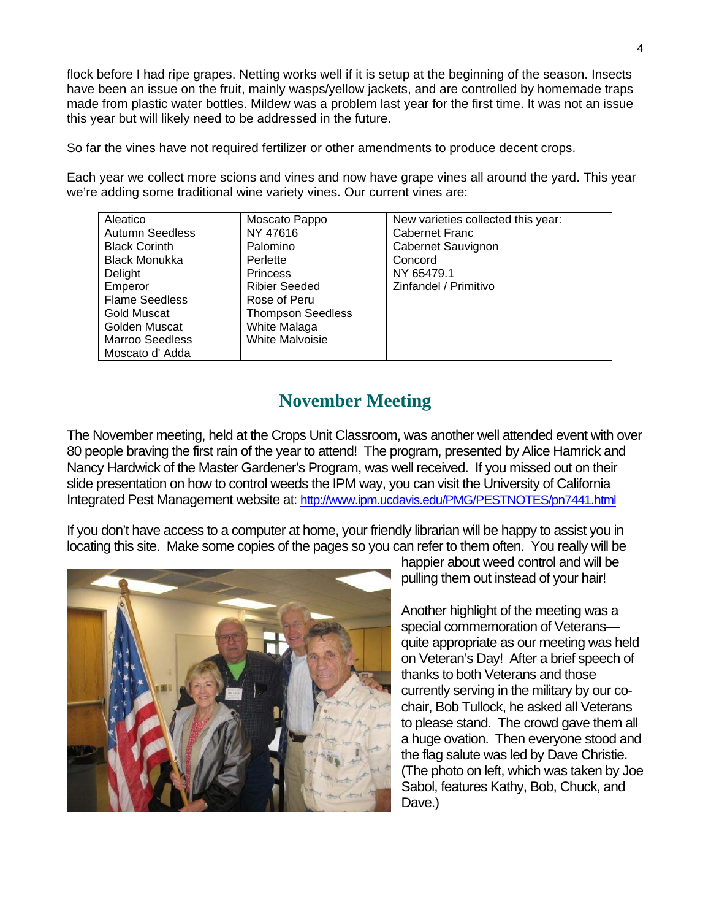flock before I had ripe grapes. Netting works well if it is setup at the beginning of the season. Insects have been an issue on the fruit, mainly wasps/yellow jackets, and are controlled by homemade traps made from plastic water bottles. Mildew was a problem last year for the first time. It was not an issue this year but will likely need to be addressed in the future.

So far the vines have not required fertilizer or other amendments to produce decent crops.

Each year we collect more scions and vines and now have grape vines all around the yard. This year we're adding some traditional wine variety vines. Our current vines are:

| | | |
|---|---|---|
| Aleatico | Moscato Pappo | New varieties collected this year: |
| Autumn Seedless | NY 47616 | Cabernet Franc |
| Black Corinth | Palomino | Cabernet Sauvignon |
| Black Monukka | Perlette | Concord |
| Delight | Princess | NY 65479.1 |
| Emperor | Ribier Seeded | Zinfandel / Primitivo |
| Flame Seedless | Rose of Peru | |
| Gold Muscat | Thompson Seedless | |
| Golden Muscat | White Malaga | |
| Marroo Seedless | White Malvoisie | |
| Moscato d' Adda | | |

## November Meeting

The November meeting, held at the Crops Unit Classroom, was another well attended event with over 80 people braving the first rain of the year to attend! The program, presented by Alice Hamrick and Nancy Hardwick of the Master Gardener's Program, was well received. If you missed out on their slide presentation on how to control weeds the IPM way, you can visit the University of California Integrated Pest Management website at: http://www.ipm.ucdavis.edu/PMG/PESTNOTES/pn7441.html

If you don't have access to a computer at home, your friendly librarian will be happy to assist you in locating this site. Make some copies of the pages so you can refer to them often. You really will be happier about weed control and will be pulling them out instead of your hair!

Another highlight of the meeting was a special commemoration of Veterans—quite appropriate as our meeting was held on Veteran's Day! After a brief speech of thanks to both Veterans and those currently serving in the military by our co-chair, Bob Tullock, he asked all Veterans to please stand. The crowd gave them all a huge ovation. Then everyone stood and the flag salute was led by Dave Christie. (The photo on left, which was taken by Joe Sabol, features Kathy, Bob, Chuck, and Dave.)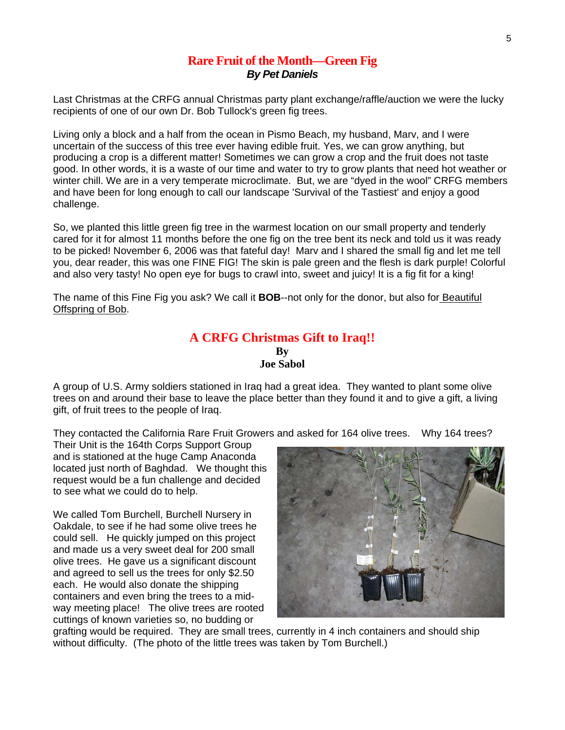## Rare Fruit of the Month—Green Fig

***By Pet Daniels***

Last Christmas at the CRFG annual Christmas party plant exchange/raffle/auction we were the lucky recipients of one of our own Dr. Bob Tullock's green fig trees.

Living only a block and a half from the ocean in Pismo Beach, my husband, Marv, and I were uncertain of the success of this tree ever having edible fruit. Yes, we can grow anything, but producing a crop is a different matter! Sometimes we can grow a crop and the fruit does not taste good. In other words, it is a waste of our time and water to try to grow plants that need hot weather or winter chill. We are in a very temperate microclimate. But, we are "dyed in the wool" CRFG members and have been for long enough to call our landscape 'Survival of the Tastiest' and enjoy a good challenge.

So, we planted this little green fig tree in the warmest location on our small property and tenderly cared for it for almost 11 months before the one fig on the tree bent its neck and told us it was ready to be picked! November 6, 2006 was that fateful day! Marv and I shared the small fig and let me tell you, dear reader, this was one FINE FIG! The skin is pale green and the flesh is dark purple! Colorful and also very tasty! No open eye for bugs to crawl into, sweet and juicy! It is a fig fit for a king!

The name of this Fine Fig you ask? We call it **BOB**--not only for the donor, but also for Beautiful Offspring of Bob.

## A CRFG Christmas Gift to Iraq!!

**By**
**Joe Sabol**

A group of U.S. Army soldiers stationed in Iraq had a great idea. They wanted to plant some olive trees on and around their base to leave the place better than they found it and to give a gift, a living gift, of fruit trees to the people of Iraq.

They contacted the California Rare Fruit Growers and asked for 164 olive trees. Why 164 trees? Their Unit is the 164th Corps Support Group and is stationed at the huge Camp Anaconda located just north of Baghdad. We thought this request would be a fun challenge and decided to see what we could do to help.

We called Tom Burchell, Burchell Nursery in Oakdale, to see if he had some olive trees he could sell. He quickly jumped on this project and made us a very sweet deal for 200 small olive trees. He gave us a significant discount and agreed to sell us the trees for only $2.50 each. He would also donate the shipping containers and even bring the trees to a mid-way meeting place! The olive trees are rooted cuttings of known varieties so, no budding or grafting would be required. They are small trees, currently in 4 inch containers and should ship without difficulty. (The photo of the little trees was taken by Tom Burchell.)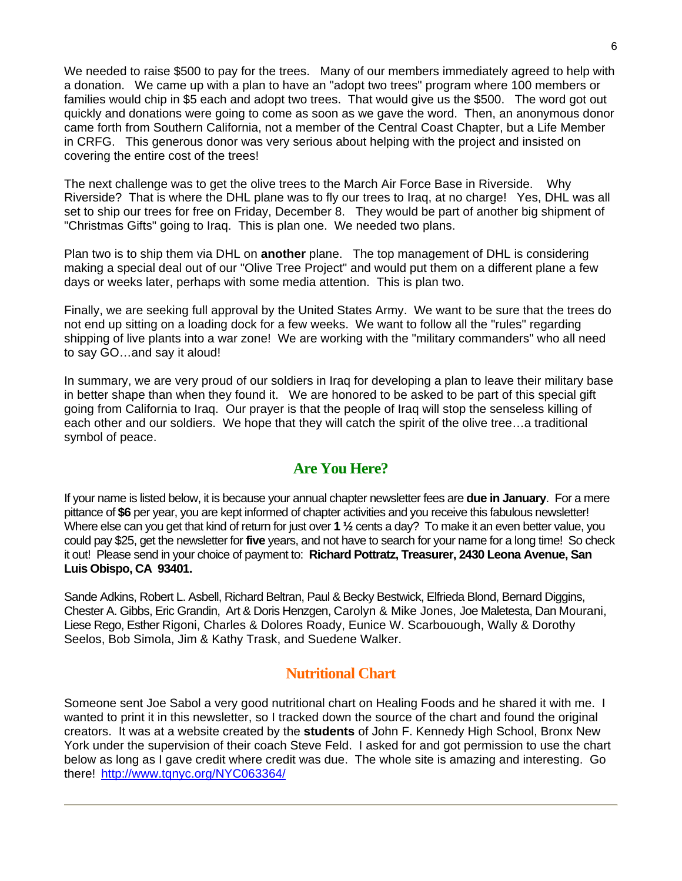We needed to raise $500 to pay for the trees. Many of our members immediately agreed to help with a donation. We came up with a plan to have an "adopt two trees" program where 100 members or families would chip in $5 each and adopt two trees. That would give us the $500. The word got out quickly and donations were going to come as soon as we gave the word. Then, an anonymous donor came forth from Southern California, not a member of the Central Coast Chapter, but a Life Member in CRFG. This generous donor was very serious about helping with the project and insisted on covering the entire cost of the trees!

The next challenge was to get the olive trees to the March Air Force Base in Riverside. Why Riverside? That is where the DHL plane was to fly our trees to Iraq, at no charge! Yes, DHL was all set to ship our trees for free on Friday, December 8. They would be part of another big shipment of "Christmas Gifts" going to Iraq. This is plan one. We needed two plans.

Plan two is to ship them via DHL on **another** plane. The top management of DHL is considering making a special deal out of our "Olive Tree Project" and would put them on a different plane a few days or weeks later, perhaps with some media attention. This is plan two.

Finally, we are seeking full approval by the United States Army. We want to be sure that the trees do not end up sitting on a loading dock for a few weeks. We want to follow all the "rules" regarding shipping of live plants into a war zone! We are working with the "military commanders" who all need to say GO…and say it aloud!

In summary, we are very proud of our soldiers in Iraq for developing a plan to leave their military base in better shape than when they found it. We are honored to be asked to be part of this special gift going from California to Iraq. Our prayer is that the people of Iraq will stop the senseless killing of each other and our soldiers. We hope that they will catch the spirit of the olive tree…a traditional symbol of peace.

## Are You Here?

If your name is listed below, it is because your annual chapter newsletter fees are **due in January**. For a mere pittance of **$6** per year, you are kept informed of chapter activities and you receive this fabulous newsletter! Where else can you get that kind of return for just over **1 ½** cents a day? To make it an even better value, you could pay $25, get the newsletter for **five** years, and not have to search for your name for a long time! So check it out! Please send in your choice of payment to: **Richard Pottratz, Treasurer, 2430 Leona Avenue, San Luis Obispo, CA 93401.**

Sande Adkins, Robert L. Asbell, Richard Beltran, Paul & Becky Bestwick, Elfrieda Blond, Bernard Diggins, Chester A. Gibbs, Eric Grandin, Art & Doris Henzgen, Carolyn & Mike Jones, Joe Maletesta, Dan Mourani, Liese Rego, Esther Rigoni, Charles & Dolores Roady, Eunice W. Scarbouough, Wally & Dorothy Seelos, Bob Simola, Jim & Kathy Trask, and Suedene Walker.

## Nutritional Chart

Someone sent Joe Sabol a very good nutritional chart on Healing Foods and he shared it with me. I wanted to print it in this newsletter, so I tracked down the source of the chart and found the original creators. It was at a website created by the **students** of John F. Kennedy High School, Bronx New York under the supervision of their coach Steve Feld. I asked for and got permission to use the chart below as long as I gave credit where credit was due. The whole site is amazing and interesting. Go there! http://www.tqnyc.org/NYC063364/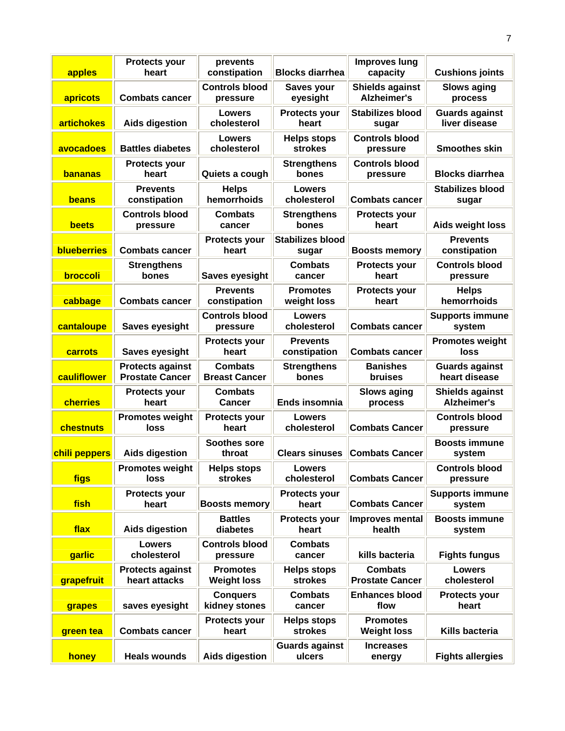| apples | Protects your heart | prevents constipation | Blocks diarrhea | Improves lung capacity | Cushions joints |
|---|---|---|---|---|---|
| apricots | Combats cancer | Controls blood pressure | Saves your eyesight | Shields against Alzheimer's | Slows aging process |
| artichokes | Aids digestion | Lowers cholesterol | Protects your heart | Stabilizes blood sugar | Guards against liver disease |
| avocadoes | Battles diabetes | Lowers cholesterol | Helps stops strokes | Controls blood pressure | Smoothes skin |
| bananas | Protects your heart | Quiets a cough | Strengthens bones | Controls blood pressure | Blocks diarrhea |
| beans | Prevents constipation | Helps hemorrhoids | Lowers cholesterol | Combats cancer | Stabilizes blood sugar |
| beets | Controls blood pressure | Combats cancer | Strengthens bones | Protects your heart | Aids weight loss |
| blueberries | Combats cancer | Protects your heart | Stabilizes blood sugar | Boosts memory | Prevents constipation |
| broccoli | Strengthens bones | Saves eyesight | Combats cancer | Protects your heart | Controls blood pressure |
| cabbage | Combats cancer | Prevents constipation | Promotes weight loss | Protects your heart | Helps hemorrhoids |
| cantaloupe | Saves eyesight | Controls blood pressure | Lowers cholesterol | Combats cancer | Supports immune system |
| carrots | Saves eyesight | Protects your heart | Prevents constipation | Combats cancer | Promotes weight loss |
| cauliflower | Protects against Prostate Cancer | Combats Breast Cancer | Strengthens bones | Banishes bruises | Guards against heart disease |
| cherries | Protects your heart | Combats Cancer | Ends insomnia | Slows aging process | Shields against Alzheimer's |
| chestnuts | Promotes weight loss | Protects your heart | Lowers cholesterol | Combats Cancer | Controls blood pressure |
| chili peppers | Aids digestion | Soothes sore throat | Clears sinuses | Combats Cancer | Boosts immune system |
| figs | Promotes weight loss | Helps stops strokes | Lowers cholesterol | Combats Cancer | Controls blood pressure |
| fish | Protects your heart | Boosts memory | Protects your heart | Combats Cancer | Supports immune system |
| flax | Aids digestion | Battles diabetes | Protects your heart | Improves mental health | Boosts immune system |
| garlic | Lowers cholesterol | Controls blood pressure | Combats cancer | kills bacteria | Fights fungus |
| grapefruit | Protects against heart attacks | Promotes Weight loss | Helps stops strokes | Combats Prostate Cancer | Lowers cholesterol |
| grapes | saves eyesight | Conquers kidney stones | Combats cancer | Enhances blood flow | Protects your heart |
| green tea | Combats cancer | Protects your heart | Helps stops strokes | Promotes Weight loss | Kills bacteria |
| honey | Heals wounds | Aids digestion | Guards against ulcers | Increases energy | Fights allergies |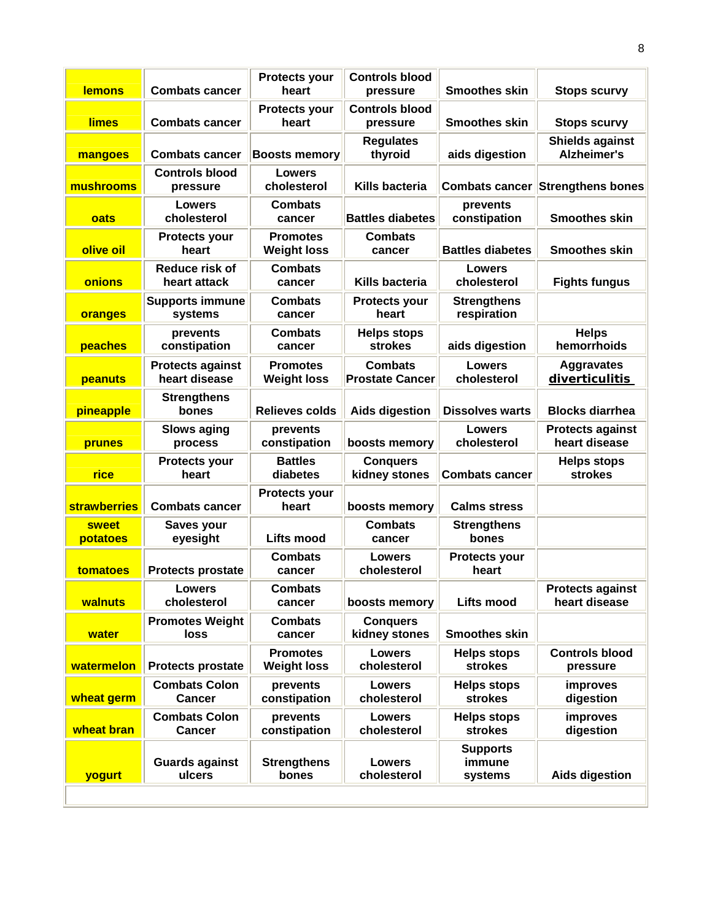| | | | | | |
|---|---|---|---|---|---|
| **lemons** | **Combats cancer** | **Protects your heart** | **Controls blood pressure** | **Smoothes skin** | **Stops scurvy** |
| **limes** | **Combats cancer** | **Protects your heart** | **Controls blood pressure** | **Smoothes skin** | **Stops scurvy** |
| **mangoes** | **Combats cancer** | **Boosts memory** | **Regulates thyroid** | **aids digestion** | **Shields against Alzheimer's** |
| **mushrooms** | **Controls blood pressure** | **Lowers cholesterol** | **Kills bacteria** | **Combats cancer** | **Strengthens bones** |
| **oats** | **Lowers cholesterol** | **Combats cancer** | **Battles diabetes** | **prevents constipation** | **Smoothes skin** |
| **olive oil** | **Protects your heart** | **Promotes Weight loss** | **Combats cancer** | **Battles diabetes** | **Smoothes skin** |
| **onions** | **Reduce risk of heart attack** | **Combats cancer** | **Kills bacteria** | **Lowers cholesterol** | **Fights fungus** |
| **oranges** | **Supports immune systems** | **Combats cancer** | **Protects your heart** | **Strengthens respiration** | |
| **peaches** | **prevents constipation** | **Combats cancer** | **Helps stops strokes** | **aids digestion** | **Helps hemorrhoids** |
| **peanuts** | **Protects against heart disease** | **Promotes Weight loss** | **Combats Prostate Cancer** | **Lowers cholesterol** | **Aggravates diverticulitis** |
| **pineapple** | **Strengthens bones** | **Relieves colds** | **Aids digestion** | **Dissolves warts** | **Blocks diarrhea** |
| **prunes** | **Slows aging process** | **prevents constipation** | **boosts memory** | **Lowers cholesterol** | **Protects against heart disease** |
| **rice** | **Protects your heart** | **Battles diabetes** | **Conquers kidney stones** | **Combats cancer** | **Helps stops strokes** |
| **strawberries** | **Combats cancer** | **Protects your heart** | **boosts memory** | **Calms stress** | |
| **sweet potatoes** | **Saves your eyesight** | **Lifts mood** | **Combats cancer** | **Strengthens bones** | |
| **tomatoes** | **Protects prostate** | **Combats cancer** | **Lowers cholesterol** | **Protects your heart** | |
| **walnuts** | **Lowers cholesterol** | **Combats cancer** | **boosts memory** | **Lifts mood** | **Protects against heart disease** |
| **water** | **Promotes Weight loss** | **Combats cancer** | **Conquers kidney stones** | **Smoothes skin** | |
| **watermelon** | **Protects prostate** | **Promotes Weight loss** | **Lowers cholesterol** | **Helps stops strokes** | **Controls blood pressure** |
| **wheat germ** | **Combats Colon Cancer** | **prevents constipation** | **Lowers cholesterol** | **Helps stops strokes** | **improves digestion** |
| **wheat bran** | **Combats Colon Cancer** | **prevents constipation** | **Lowers cholesterol** | **Helps stops strokes** | **improves digestion** |
| **yogurt** | **Guards against ulcers** | **Strengthens bones** | **Lowers cholesterol** | **Supports immune systems** | **Aids digestion** |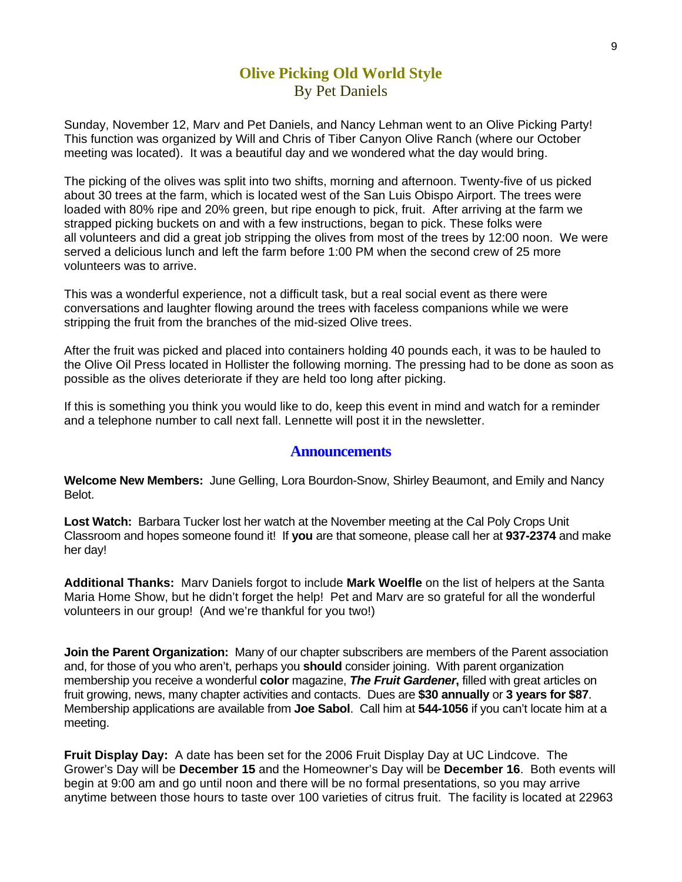## Olive Picking Old World Style

By Pet Daniels

Sunday, November 12, Marv and Pet Daniels, and Nancy Lehman went to an Olive Picking Party! This function was organized by Will and Chris of Tiber Canyon Olive Ranch (where our October meeting was located). It was a beautiful day and we wondered what the day would bring.

The picking of the olives was split into two shifts, morning and afternoon. Twenty-five of us picked about 30 trees at the farm, which is located west of the San Luis Obispo Airport. The trees were loaded with 80% ripe and 20% green, but ripe enough to pick, fruit. After arriving at the farm we strapped picking buckets on and with a few instructions, began to pick. These folks were all volunteers and did a great job stripping the olives from most of the trees by 12:00 noon. We were served a delicious lunch and left the farm before 1:00 PM when the second crew of 25 more volunteers was to arrive.

This was a wonderful experience, not a difficult task, but a real social event as there were conversations and laughter flowing around the trees with faceless companions while we were stripping the fruit from the branches of the mid-sized Olive trees.

After the fruit was picked and placed into containers holding 40 pounds each, it was to be hauled to the Olive Oil Press located in Hollister the following morning. The pressing had to be done as soon as possible as the olives deteriorate if they are held too long after picking.

If this is something you think you would like to do, keep this event in mind and watch for a reminder and a telephone number to call next fall. Lennette will post it in the newsletter.

## Announcements

**Welcome New Members:** June Gelling, Lora Bourdon-Snow, Shirley Beaumont, and Emily and Nancy Belot.

**Lost Watch:** Barbara Tucker lost her watch at the November meeting at the Cal Poly Crops Unit Classroom and hopes someone found it! If **you** are that someone, please call her at **937-2374** and make her day!

**Additional Thanks:** Marv Daniels forgot to include **Mark Woelfle** on the list of helpers at the Santa Maria Home Show, but he didn't forget the help! Pet and Marv are so grateful for all the wonderful volunteers in our group! (And we're thankful for you two!)

**Join the Parent Organization:** Many of our chapter subscribers are members of the Parent association and, for those of you who aren't, perhaps you **should** consider joining. With parent organization membership you receive a wonderful **color** magazine, ***The Fruit Gardener*,** filled with great articles on fruit growing, news, many chapter activities and contacts. Dues are **$30 annually** or **3 years for $87**. Membership applications are available from **Joe Sabol**. Call him at **544-1056** if you can't locate him at a meeting.

**Fruit Display Day:** A date has been set for the 2006 Fruit Display Day at UC Lindcove. The Grower's Day will be **December 15** and the Homeowner's Day will be **December 16**. Both events will begin at 9:00 am and go until noon and there will be no formal presentations, so you may arrive anytime between those hours to taste over 100 varieties of citrus fruit. The facility is located at 22963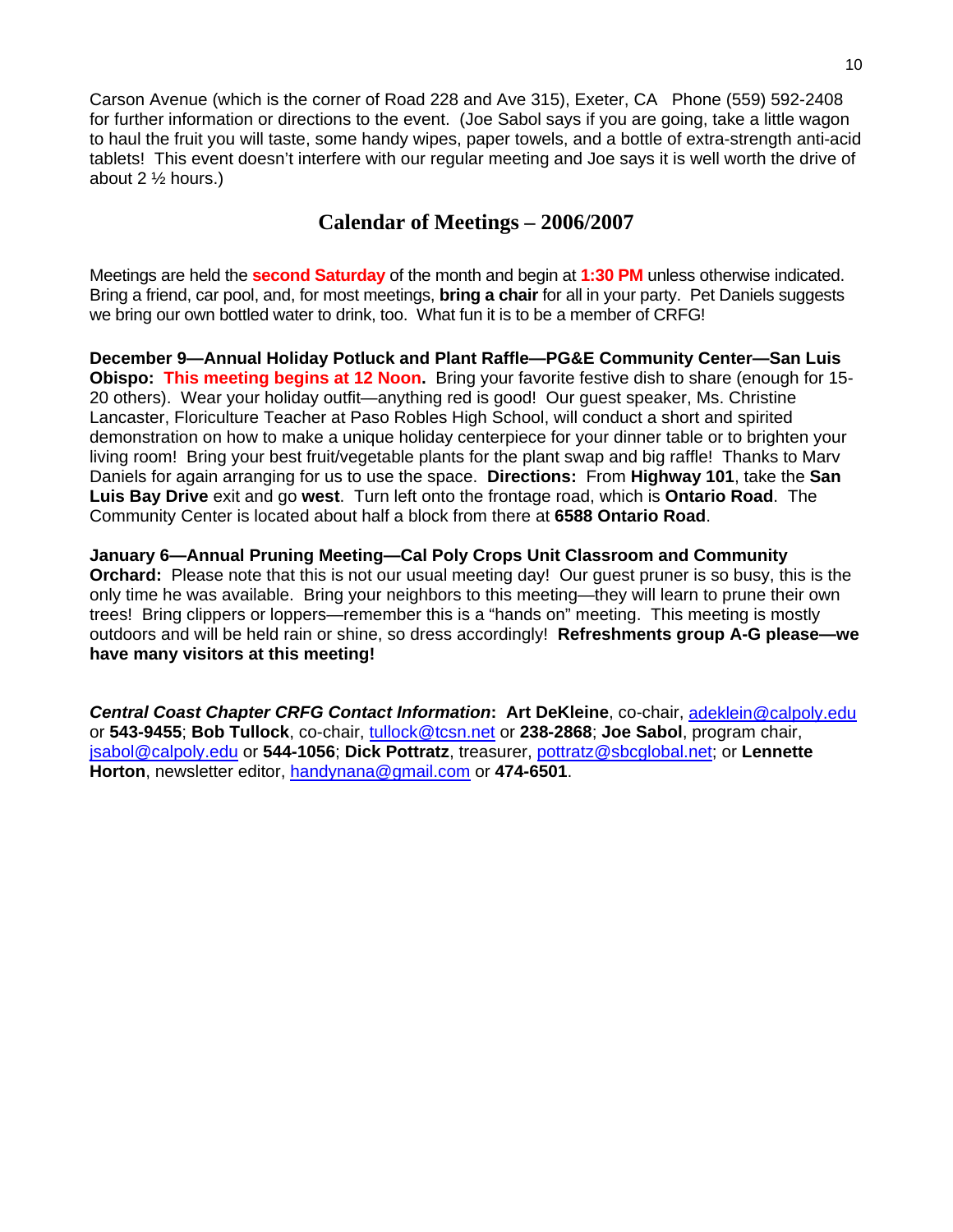Carson Avenue (which is the corner of Road 228 and Ave 315), Exeter, CA   Phone (559) 592-2408 for further information or directions to the event. (Joe Sabol says if you are going, take a little wagon to haul the fruit you will taste, some handy wipes, paper towels, and a bottle of extra-strength anti-acid tablets! This event doesn't interfere with our regular meeting and Joe says it is well worth the drive of about 2 ½ hours.)

## Calendar of Meetings – 2006/2007

Meetings are held the **second Saturday** of the month and begin at **1:30 PM** unless otherwise indicated. Bring a friend, car pool, and, for most meetings, **bring a chair** for all in your party. Pet Daniels suggests we bring our own bottled water to drink, too. What fun it is to be a member of CRFG!

**December 9—Annual Holiday Potluck and Plant Raffle—PG&E Community Center—San Luis Obispo: This meeting begins at 12 Noon.** Bring your favorite festive dish to share (enough for 15-20 others). Wear your holiday outfit—anything red is good! Our guest speaker, Ms. Christine Lancaster, Floriculture Teacher at Paso Robles High School, will conduct a short and spirited demonstration on how to make a unique holiday centerpiece for your dinner table or to brighten your living room! Bring your best fruit/vegetable plants for the plant swap and big raffle! Thanks to Marv Daniels for again arranging for us to use the space. **Directions:** From **Highway 101**, take the **San Luis Bay Drive** exit and go **west**. Turn left onto the frontage road, which is **Ontario Road**. The Community Center is located about half a block from there at **6588 Ontario Road**.

**January 6—Annual Pruning Meeting—Cal Poly Crops Unit Classroom and Community Orchard:** Please note that this is not our usual meeting day! Our guest pruner is so busy, this is the only time he was available. Bring your neighbors to this meeting—they will learn to prune their own trees! Bring clippers or loppers—remember this is a "hands on" meeting. This meeting is mostly outdoors and will be held rain or shine, so dress accordingly! **Refreshments group A-G please—we have many visitors at this meeting!**

***Central Coast Chapter CRFG Contact Information*: Art DeKleine**, co-chair, adeklein@calpoly.edu or **543-9455**; **Bob Tullock**, co-chair, tullock@tcsn.net or **238-2868**; **Joe Sabol**, program chair, jsabol@calpoly.edu or **544-1056**; **Dick Pottratz**, treasurer, pottratz@sbcglobal.net; or **Lennette Horton**, newsletter editor, handynana@gmail.com or **474-6501**.